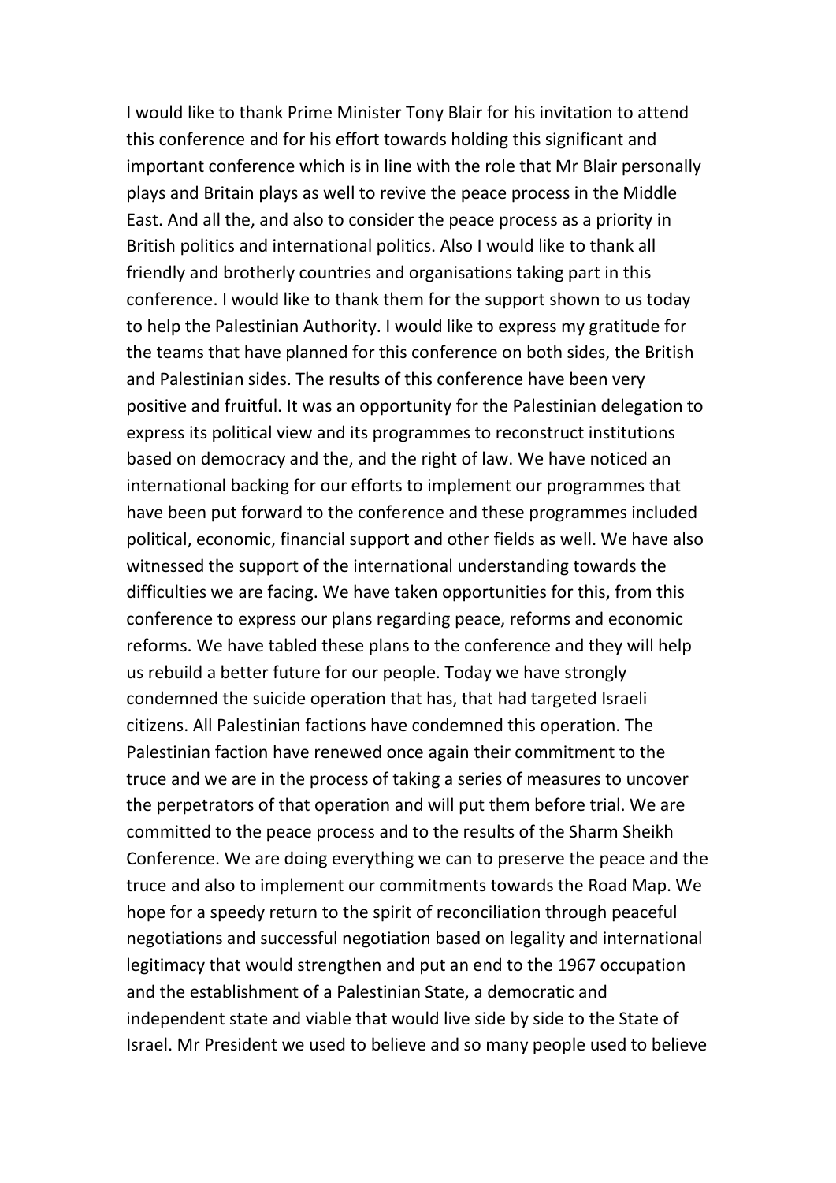I would like to thank Prime Minister Tony Blair for his invitation to attend this conference and for his effort towards holding this significant and important conference which is in line with the role that Mr Blair personally plays and Britain plays as well to revive the peace process in the Middle East. And all the, and also to consider the peace process as a priority in British politics and international politics. Also I would like to thank all friendly and brotherly countries and organisations taking part in this conference. I would like to thank them for the support shown to us today to help the Palestinian Authority. I would like to express my gratitude for the teams that have planned for this conference on both sides, the British and Palestinian sides. The results of this conference have been very positive and fruitful. It was an opportunity for the Palestinian delegation to express its political view and its programmes to reconstruct institutions based on democracy and the, and the right of law. We have noticed an international backing for our efforts to implement our programmes that have been put forward to the conference and these programmes included political, economic, financial support and other fields as well. We have also witnessed the support of the international understanding towards the difficulties we are facing. We have taken opportunities for this, from this conference to express our plans regarding peace, reforms and economic reforms. We have tabled these plans to the conference and they will help us rebuild a better future for our people. Today we have strongly condemned the suicide operation that has, that had targeted Israeli citizens. All Palestinian factions have condemned this operation. The Palestinian faction have renewed once again their commitment to the truce and we are in the process of taking a series of measures to uncover the perpetrators of that operation and will put them before trial. We are committed to the peace process and to the results of the Sharm Sheikh Conference. We are doing everything we can to preserve the peace and the truce and also to implement our commitments towards the Road Map. We hope for a speedy return to the spirit of reconciliation through peaceful negotiations and successful negotiation based on legality and international legitimacy that would strengthen and put an end to the 1967 occupation and the establishment of a Palestinian State, a democratic and independent state and viable that would live side by side to the State of Israel. Mr President we used to believe and so many people used to believe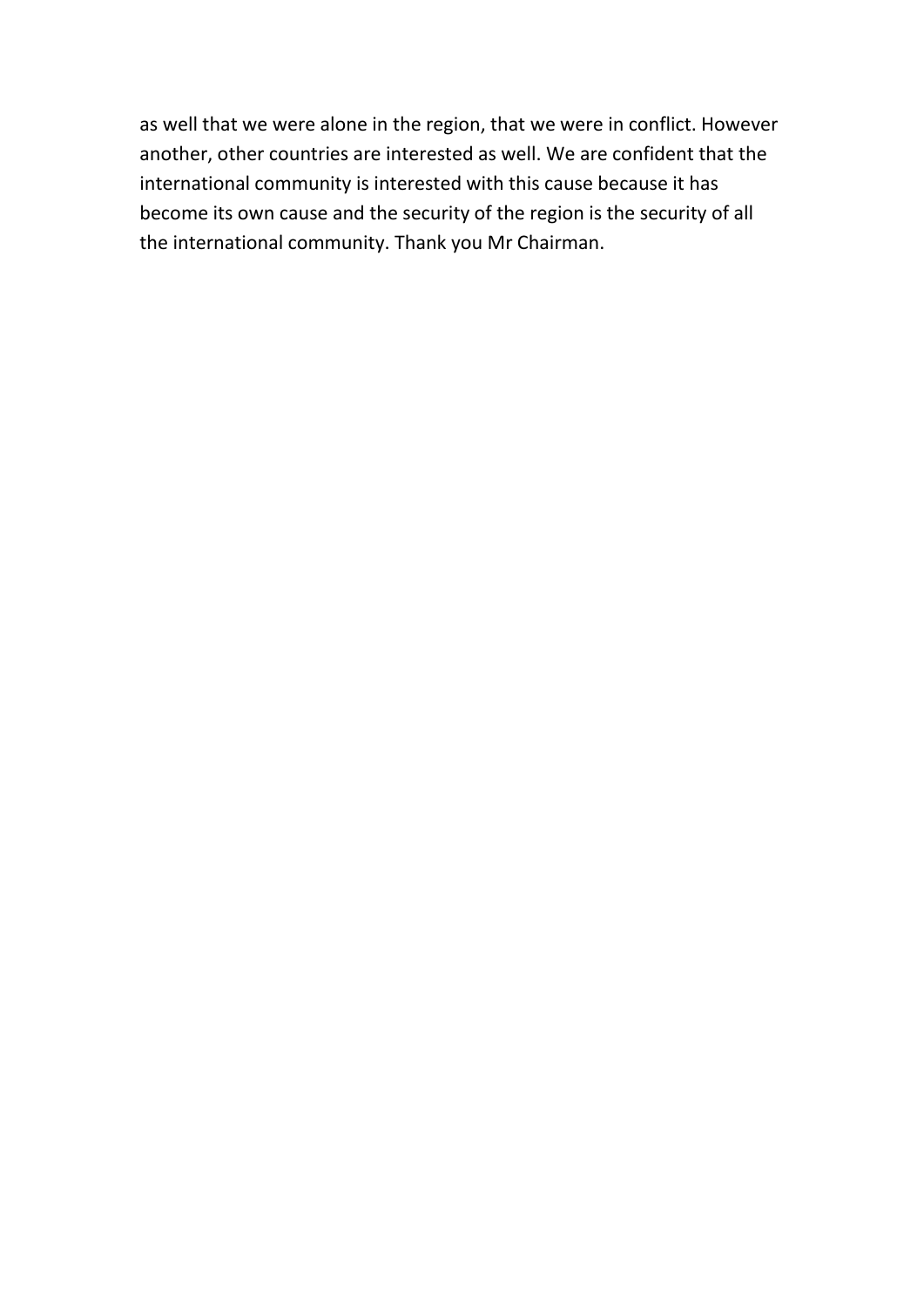as well that we were alone in the region, that we were in conflict. However another, other countries are interested as well. We are confident that the international community is interested with this cause because it has become its own cause and the security of the region is the security of all the international community. Thank you Mr Chairman.